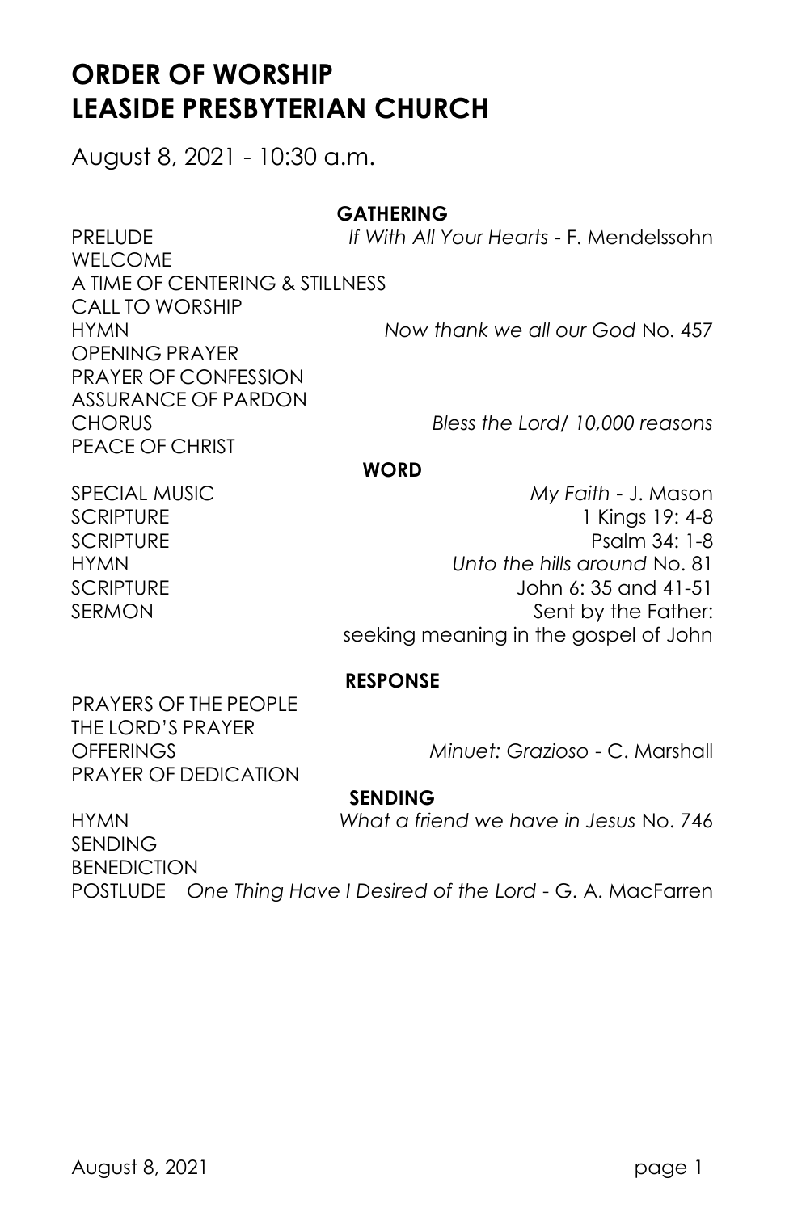# ORDER OF WORSHIP
# LEASIDE PRESBYTERIAN CHURCH

August 8, 2021 - 10:30 a.m.

**GATHERING**

PRELUDE *If With All Your Hearts* - F. Mendelssohn
WELCOME
A TIME OF CENTERING & STILLNESS
CALL TO WORSHIP
HYMN *Now thank we all our God* No. 457
OPENING PRAYER
PRAYER OF CONFESSION
ASSURANCE OF PARDON
CHORUS *Bless the Lord/ 10,000 reasons*
PEACE OF CHRIST

**WORD**

SPECIAL MUSIC *My Faith* - J. Mason
SCRIPTURE 1 Kings 19: 4-8
SCRIPTURE Psalm 34: 1-8
HYMN *Unto the hills around* No. 81
SCRIPTURE John 6: 35 and 41-51
SERMON Sent by the Father: seeking meaning in the gospel of John

**RESPONSE**

PRAYERS OF THE PEOPLE
THE LORD'S PRAYER
OFFERINGS *Minuet: Grazioso* - C. Marshall
PRAYER OF DEDICATION

**SENDING**

HYMN *What a friend we have in Jesus* No. 746
SENDING
BENEDICTION
POSTLUDE *One Thing Have I Desired of the Lord* - G. A. MacFarren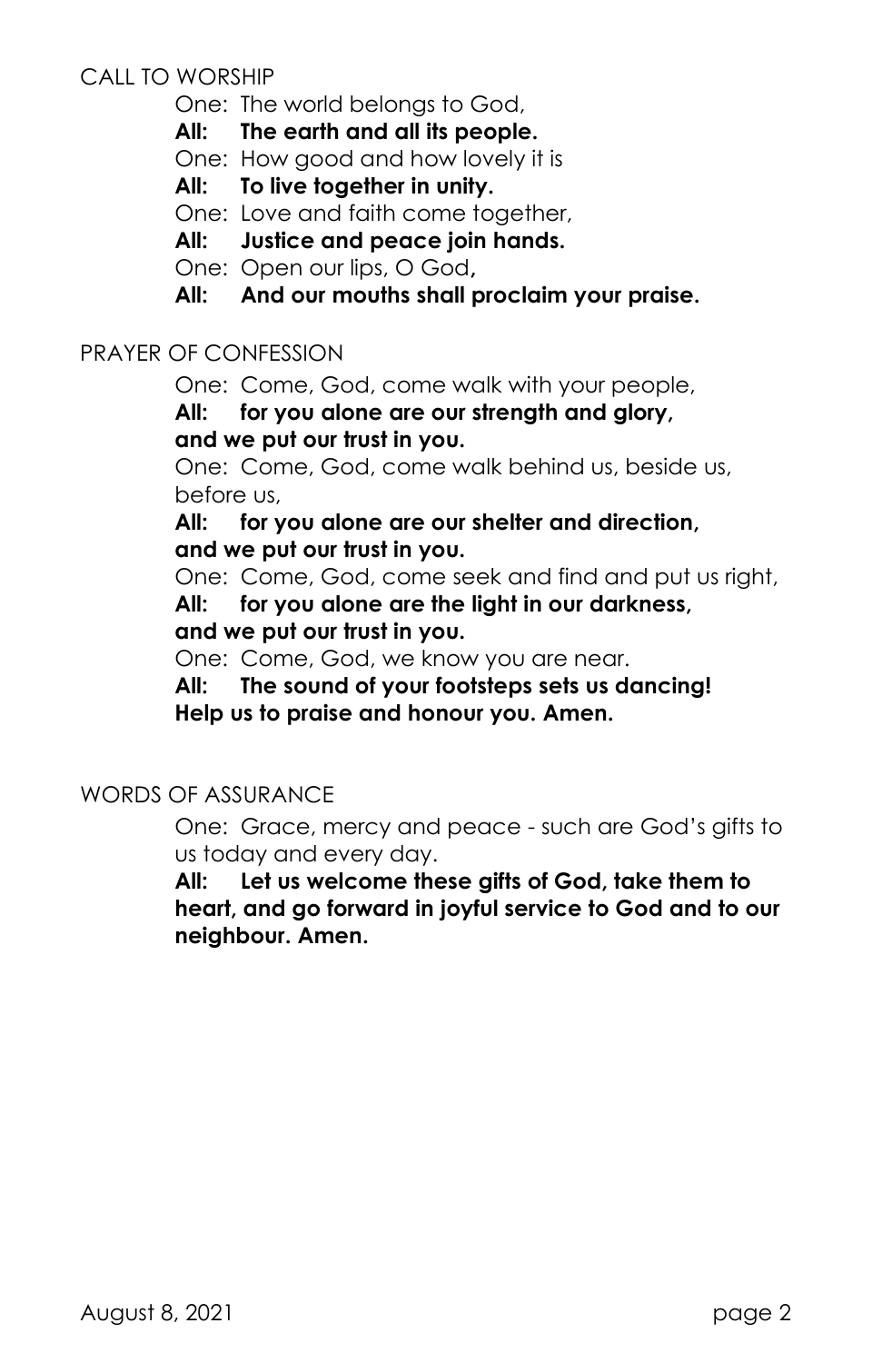CALL TO WORSHIP

One: The world belongs to God,
**All: The earth and all its people.**
One: How good and how lovely it is
**All: To live together in unity.**
One: Love and faith come together,
**All: Justice and peace join hands.**
One: Open our lips, O God,
**All: And our mouths shall proclaim your praise.**

PRAYER OF CONFESSION

One: Come, God, come walk with your people,
**All: for you alone are our strength and glory, and we put our trust in you.**
One: Come, God, come walk behind us, beside us, before us,
**All: for you alone are our shelter and direction, and we put our trust in you.**
One: Come, God, come seek and find and put us right,
**All: for you alone are the light in our darkness, and we put our trust in you.**
One: Come, God, we know you are near.
**All: The sound of your footsteps sets us dancing! Help us to praise and honour you. Amen.**

WORDS OF ASSURANCE

One: Grace, mercy and peace - such are God's gifts to us today and every day.
**All: Let us welcome these gifts of God, take them to heart, and go forward in joyful service to God and to our neighbour. Amen.**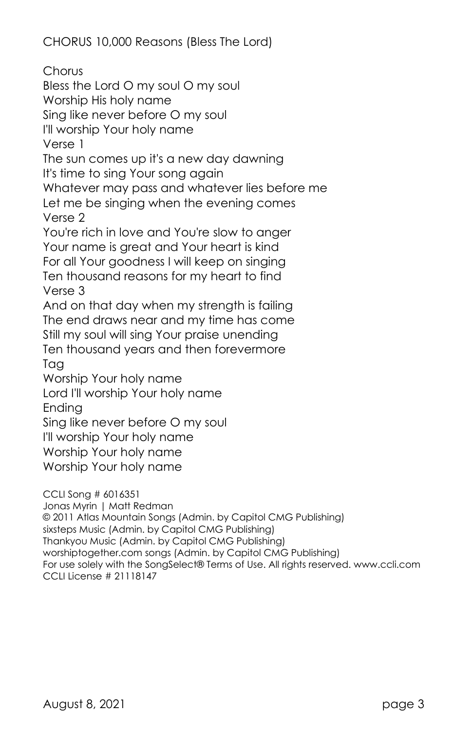CHORUS 10,000 Reasons (Bless The Lord)

Chorus
Bless the Lord O my soul O my soul
Worship His holy name
Sing like never before O my soul
I'll worship Your holy name
Verse 1
The sun comes up it's a new day dawning
It's time to sing Your song again
Whatever may pass and whatever lies before me
Let me be singing when the evening comes
Verse 2
You're rich in love and You're slow to anger
Your name is great and Your heart is kind
For all Your goodness I will keep on singing
Ten thousand reasons for my heart to find
Verse 3
And on that day when my strength is failing
The end draws near and my time has come
Still my soul will sing Your praise unending
Ten thousand years and then forevermore
Tag
Worship Your holy name
Lord I'll worship Your holy name
Ending
Sing like never before O my soul
I'll worship Your holy name
Worship Your holy name
Worship Your holy name

CCLI Song # 6016351
Jonas Myrin | Matt Redman
© 2011 Atlas Mountain Songs (Admin. by Capitol CMG Publishing)
sixsteps Music (Admin. by Capitol CMG Publishing)
Thankyou Music (Admin. by Capitol CMG Publishing)
worshiptogether.com songs (Admin. by Capitol CMG Publishing)
For use solely with the SongSelect® Terms of Use. All rights reserved. www.ccli.com
CCLI License # 21118147

August 8, 2021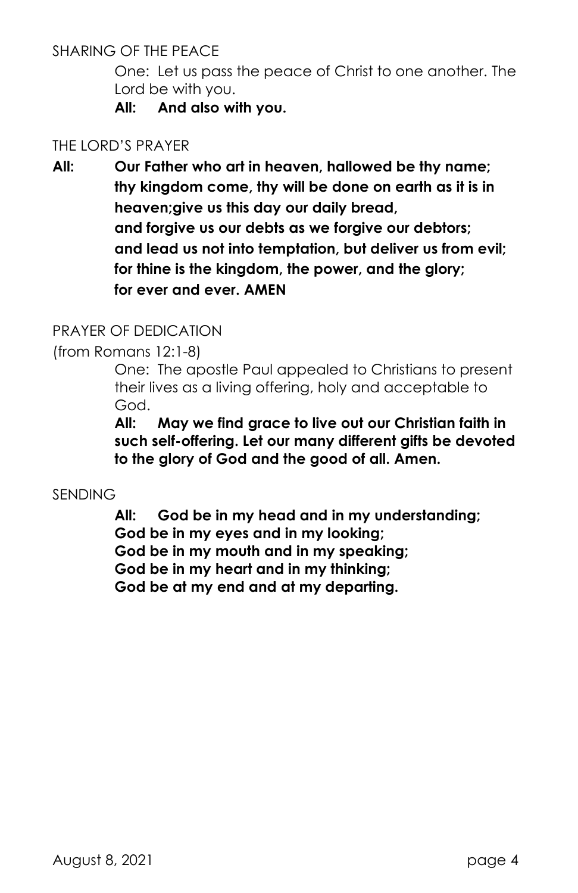SHARING OF THE PEACE

One: Let us pass the peace of Christ to one another. The Lord be with you.

**All: And also with you.**

THE LORD'S PRAYER

**All: Our Father who art in heaven, hallowed be thy name;
thy kingdom come, thy will be done on earth as it is in heaven;give us this day our daily bread,
and forgive us our debts as we forgive our debtors;
and lead us not into temptation, but deliver us from evil;
for thine is the kingdom, the power, and the glory;
for ever and ever. AMEN**

PRAYER OF DEDICATION

(from Romans 12:1-8)

One: The apostle Paul appealed to Christians to present their lives as a living offering, holy and acceptable to God.

**All: May we find grace to live out our Christian faith in such self-offering. Let our many different gifts be devoted to the glory of God and the good of all. Amen.**

SENDING

**All: God be in my head and in my understanding;
God be in my eyes and in my looking;
God be in my mouth and in my speaking;
God be in my heart and in my thinking;
God be at my end and at my departing.**